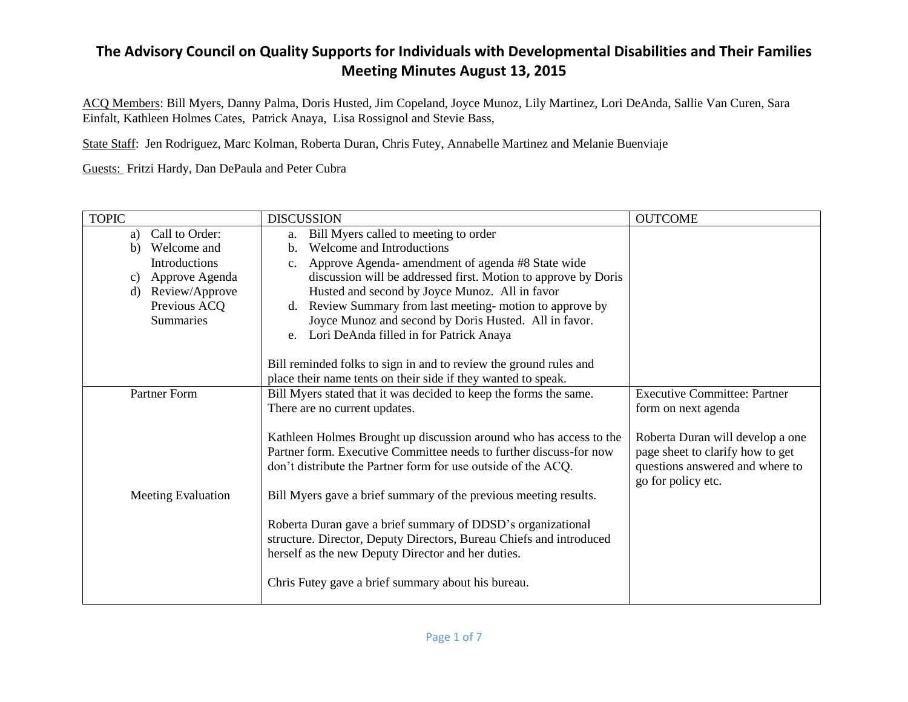# The Advisory Council on Quality Supports for Individuals with Developmental Disabilities and Their Families Meeting Minutes August 13, 2015

ACQ Members: Bill Myers, Danny Palma, Doris Husted, Jim Copeland, Joyce Munoz, Lily Martinez, Lori DeAnda, Sallie Van Curen, Sara Einfalt, Kathleen Holmes Cates, Patrick Anaya, Lisa Rossignol and Stevie Bass,

State Staff: Jen Rodriguez, Marc Kolman, Roberta Duran, Chris Futey, Annabelle Martinez and Melanie Buenviaje

Guests: Fritzi Hardy, Dan DePaula and Peter Cubra

| TOPIC | DISCUSSION | OUTCOME |
|---|---|---|
| a) Call to Order:<br>b) Welcome and Introductions<br>c) Approve Agenda<br>d) Review/Approve Previous ACQ Summaries | a. Bill Myers called to meeting to order<br>b. Welcome and Introductions<br>c. Approve Agenda- amendment of agenda #8 State wide discussion will be addressed first. Motion to approve by Doris Husted and second by Joyce Munoz. All in favor<br>d. Review Summary from last meeting- motion to approve by Joyce Munoz and second by Doris Husted. All in favor.<br>e. Lori DeAnda filled in for Patrick Anaya<br><br>Bill reminded folks to sign in and to review the ground rules and place their name tents on their side if they wanted to speak. | |
| Partner Form<br><br><br><br><br><br>Meeting Evaluation | Bill Myers stated that it was decided to keep the forms the same. There are no current updates.<br><br>Kathleen Holmes Brought up discussion around who has access to the Partner form. Executive Committee needs to further discuss-for now don't distribute the Partner form for use outside of the ACQ.<br><br>Bill Myers gave a brief summary of the previous meeting results.<br><br>Roberta Duran gave a brief summary of DDSD's organizational structure. Director, Deputy Directors, Bureau Chiefs and introduced herself as the new Deputy Director and her duties.<br><br>Chris Futey gave a brief summary about his bureau. | Executive Committee: Partner form on next agenda<br><br>Roberta Duran will develop a one page sheet to clarify how to get questions answered and where to go for policy etc. |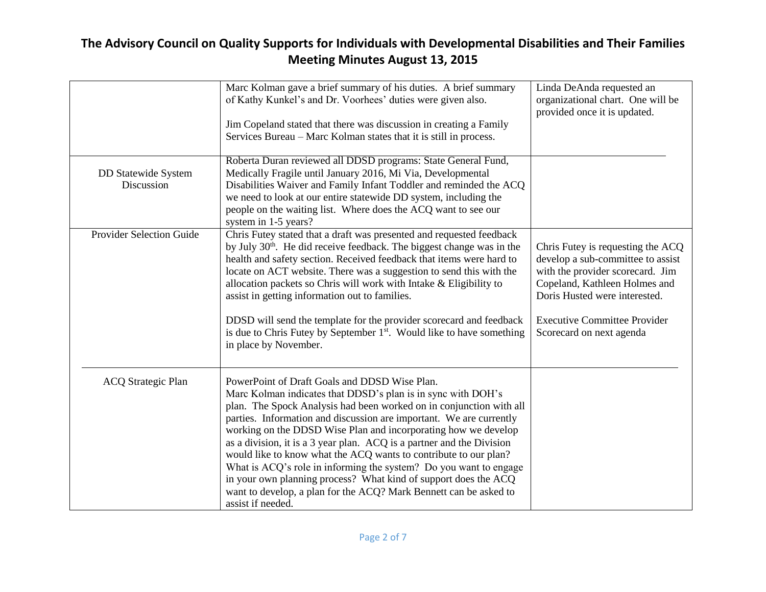# The Advisory Council on Quality Supports for Individuals with Developmental Disabilities and Their Families Meeting Minutes August 13, 2015

| | | |
|---|---|---|
| | Marc Kolman gave a brief summary of his duties. A brief summary of Kathy Kunkel's and Dr. Voorhees' duties were given also.<br><br>Jim Copeland stated that there was discussion in creating a Family Services Bureau – Marc Kolman states that it is still in process. | Linda DeAnda requested an organizational chart. One will be provided once it is updated. |
| DD Statewide System Discussion | Roberta Duran reviewed all DDSD programs: State General Fund, Medically Fragile until January 2016, Mi Via, Developmental Disabilities Waiver and Family Infant Toddler and reminded the ACQ we need to look at our entire statewide DD system, including the people on the waiting list. Where does the ACQ want to see our system in 1-5 years? | |
| Provider Selection Guide | Chris Futey stated that a draft was presented and requested feedback by July 30th. He did receive feedback. The biggest change was in the health and safety section. Received feedback that items were hard to locate on ACT website. There was a suggestion to send this with the allocation packets so Chris will work with Intake & Eligibility to assist in getting information out to families.<br><br>DDSD will send the template for the provider scorecard and feedback is due to Chris Futey by September 1st. Would like to have something in place by November. | Chris Futey is requesting the ACQ develop a sub-committee to assist with the provider scorecard. Jim Copeland, Kathleen Holmes and Doris Husted were interested.<br><br>Executive Committee Provider Scorecard on next agenda |
| ACQ Strategic Plan | PowerPoint of Draft Goals and DDSD Wise Plan.<br>Marc Kolman indicates that DDSD's plan is in sync with DOH's plan. The Spock Analysis had been worked on in conjunction with all parties. Information and discussion are important. We are currently working on the DDSD Wise Plan and incorporating how we develop as a division, it is a 3 year plan. ACQ is a partner and the Division would like to know what the ACQ wants to contribute to our plan? What is ACQ's role in informing the system? Do you want to engage in your own planning process? What kind of support does the ACQ want to develop, a plan for the ACQ? Mark Bennett can be asked to assist if needed. | |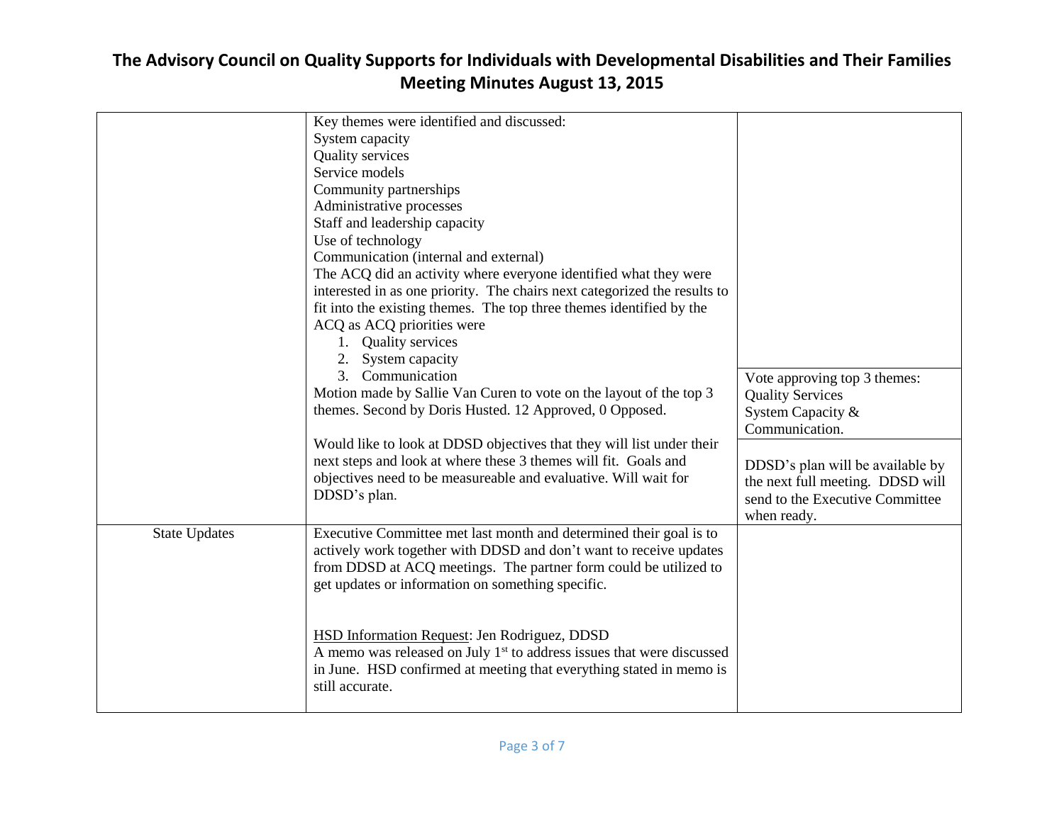| | | |
|---|---|---|
| | Key themes were identified and discussed:<br>System capacity<br>Quality services<br>Service models<br>Community partnerships<br>Administrative processes<br>Staff and leadership capacity<br>Use of technology<br>Communication (internal and external)<br>The ACQ did an activity where everyone identified what they were interested in as one priority. The chairs next categorized the results to fit into the existing themes. The top three themes identified by the ACQ as ACQ priorities were<br>1. Quality services<br>2. System capacity<br>3. Communication<br>Motion made by Sallie Van Curen to vote on the layout of the top 3 themes. Second by Doris Husted. 12 Approved, 0 Opposed.<br><br>Would like to look at DDSD objectives that they will list under their next steps and look at where these 3 themes will fit. Goals and objectives need to be measureable and evaluative. Will wait for DDSD's plan. | Vote approving top 3 themes:<br>Quality Services<br>System Capacity &<br>Communication.<br><br>DDSD's plan will be available by the next full meeting. DDSD will send to the Executive Committee when ready. |
| State Updates | Executive Committee met last month and determined their goal is to actively work together with DDSD and don't want to receive updates from DDSD at ACQ meetings. The partner form could be utilized to get updates or information on something specific.<br><br>HSD Information Request: Jen Rodriguez, DDSD<br>A memo was released on July 1st to address issues that were discussed in June. HSD confirmed at meeting that everything stated in memo is still accurate. | |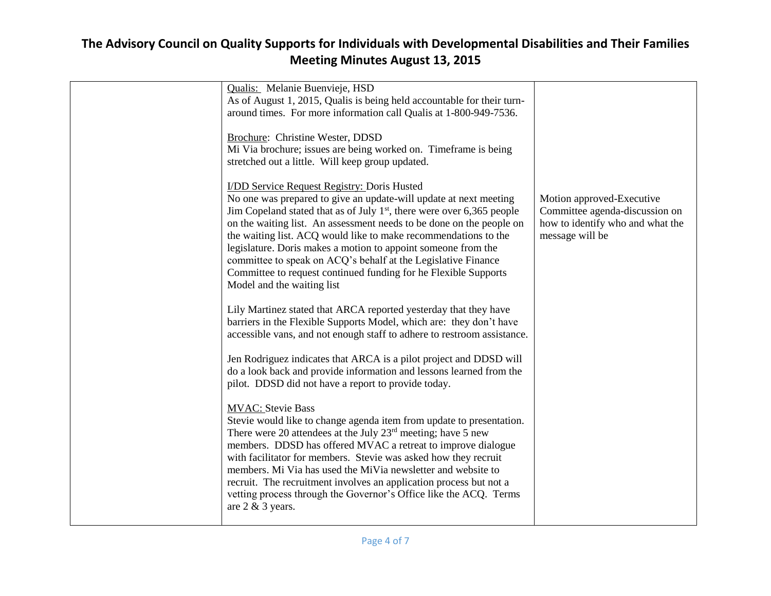# The Advisory Council on Quality Supports for Individuals with Developmental Disabilities and Their Families
## Meeting Minutes August 13, 2015

| | | |
|---|---|---|
| | Qualis: Melanie Buenvieje, HSD<br>As of August 1, 2015, Qualis is being held accountable for their turn-around times. For more information call Qualis at 1-800-949-7536.<br><br>Brochure: Christine Wester, DDSD<br>Mi Via brochure; issues are being worked on. Timeframe is being stretched out a little. Will keep group updated.<br><br>I/DD Service Request Registry: Doris Husted<br>No one was prepared to give an update-will update at next meeting Jim Copeland stated that as of July 1st, there were over 6,365 people on the waiting list. An assessment needs to be done on the people on the waiting list. ACQ would like to make recommendations to the legislature. Doris makes a motion to appoint someone from the committee to speak on ACQ's behalf at the Legislative Finance Committee to request continued funding for he Flexible Supports Model and the waiting list<br><br>Lily Martinez stated that ARCA reported yesterday that they have barriers in the Flexible Supports Model, which are: they don't have accessible vans, and not enough staff to adhere to restroom assistance.<br><br>Jen Rodriguez indicates that ARCA is a pilot project and DDSD will do a look back and provide information and lessons learned from the pilot. DDSD did not have a report to provide today.<br><br>MVAC: Stevie Bass<br>Stevie would like to change agenda item from update to presentation. There were 20 attendees at the July 23rd meeting; have 5 new members. DDSD has offered MVAC a retreat to improve dialogue with facilitator for members. Stevie was asked how they recruit members. Mi Via has used the MiVia newsletter and website to recruit. The recruitment involves an application process but not a vetting process through the Governor's Office like the ACQ. Terms are 2 & 3 years. | Motion approved-Executive Committee agenda-discussion on how to identify who and what the message will be |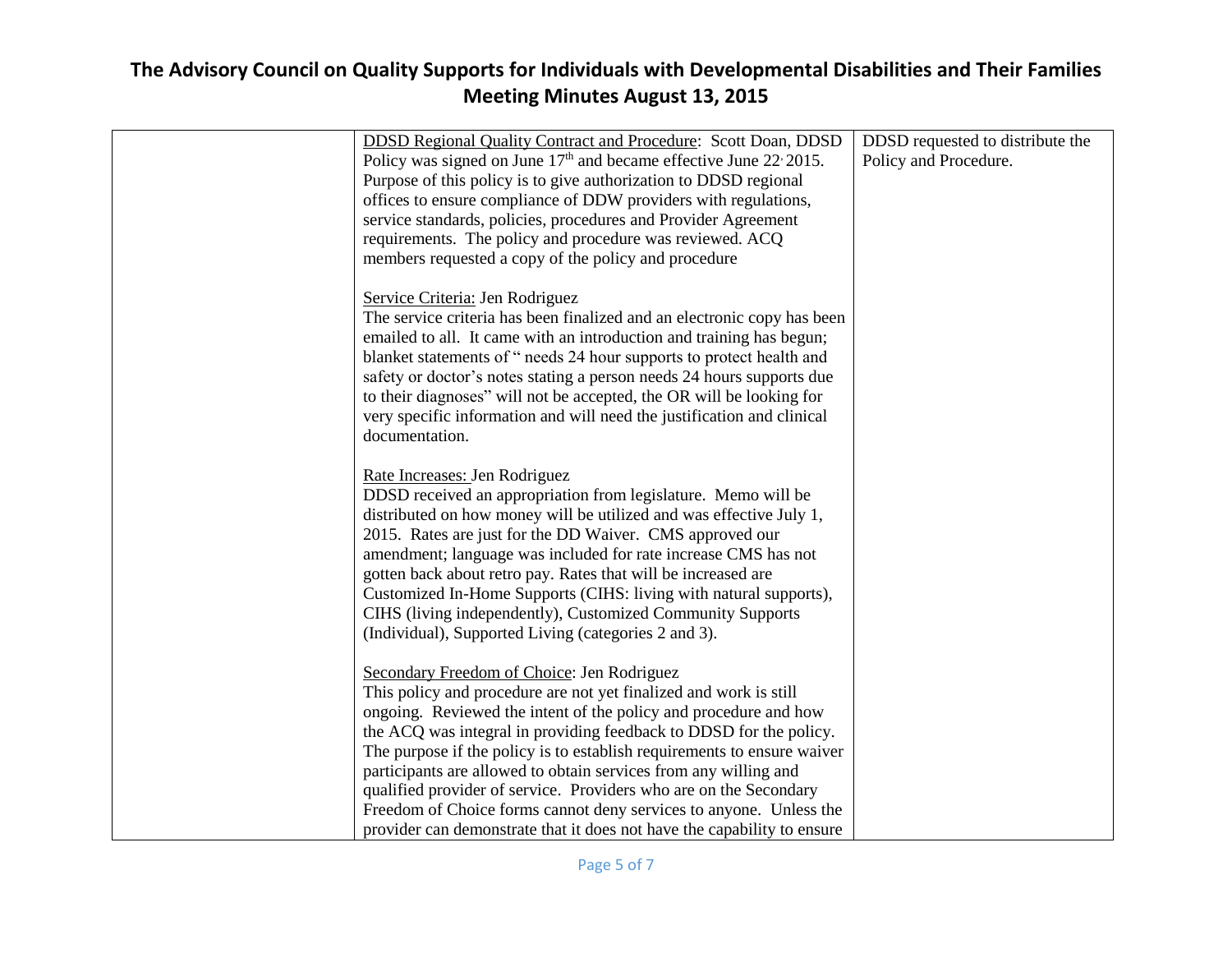# The Advisory Council on Quality Supports for Individuals with Developmental Disabilities and Their Families
## Meeting Minutes August 13, 2015

| | | |
|---|---|---|
| | DDSD Regional Quality Contract and Procedure: Scott Doan, DDSD Policy was signed on June 17th and became effective June 22, 2015. Purpose of this policy is to give authorization to DDSD regional offices to ensure compliance of DDW providers with regulations, service standards, policies, procedures and Provider Agreement requirements. The policy and procedure was reviewed. ACQ members requested a copy of the policy and procedure<br><br>Service Criteria: Jen Rodriguez<br>The service criteria has been finalized and an electronic copy has been emailed to all. It came with an introduction and training has begun; blanket statements of " needs 24 hour supports to protect health and safety or doctor's notes stating a person needs 24 hours supports due to their diagnoses" will not be accepted, the OR will be looking for very specific information and will need the justification and clinical documentation.<br><br>Rate Increases: Jen Rodriguez<br>DDSD received an appropriation from legislature. Memo will be distributed on how money will be utilized and was effective July 1, 2015. Rates are just for the DD Waiver. CMS approved our amendment; language was included for rate increase CMS has not gotten back about retro pay. Rates that will be increased are Customized In-Home Supports (CIHS: living with natural supports), CIHS (living independently), Customized Community Supports (Individual), Supported Living (categories 2 and 3).<br><br>Secondary Freedom of Choice: Jen Rodriguez<br>This policy and procedure are not yet finalized and work is still ongoing. Reviewed the intent of the policy and procedure and how the ACQ was integral in providing feedback to DDSD for the policy. The purpose if the policy is to establish requirements to ensure waiver participants are allowed to obtain services from any willing and qualified provider of service. Providers who are on the Secondary Freedom of Choice forms cannot deny services to anyone. Unless the provider can demonstrate that it does not have the capability to ensure | DDSD requested to distribute the Policy and Procedure. |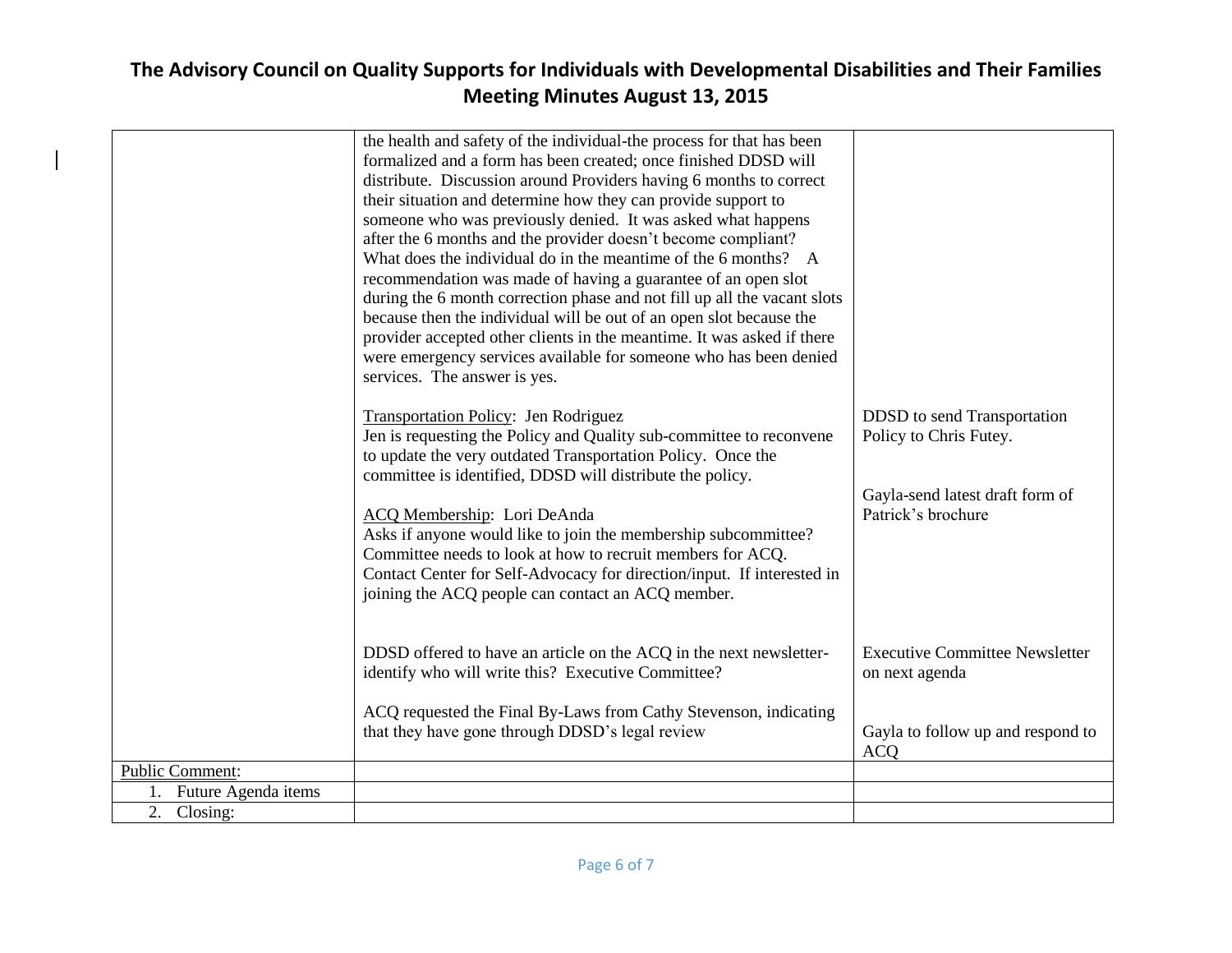# The Advisory Council on Quality Supports for Individuals with Developmental Disabilities and Their Families Meeting Minutes August 13, 2015

| | | |
|---|---|---|
| | the health and safety of the individual-the process for that has been formalized and a form has been created; once finished DDSD will distribute. Discussion around Providers having 6 months to correct their situation and determine how they can provide support to someone who was previously denied. It was asked what happens after the 6 months and the provider doesn't become compliant? What does the individual do in the meantime of the 6 months? A recommendation was made of having a guarantee of an open slot during the 6 month correction phase and not fill up all the vacant slots because then the individual will be out of an open slot because the provider accepted other clients in the meantime. It was asked if there were emergency services available for someone who has been denied services. The answer is yes.<br><br><u>Transportation Policy</u>: Jen Rodriguez<br>Jen is requesting the Policy and Quality sub-committee to reconvene to update the very outdated Transportation Policy. Once the committee is identified, DDSD will distribute the policy.<br><br><u>ACQ Membership</u>: Lori DeAnda<br>Asks if anyone would like to join the membership subcommittee? Committee needs to look at how to recruit members for ACQ. Contact Center for Self-Advocacy for direction/input. If interested in joining the ACQ people can contact an ACQ member.<br><br>DDSD offered to have an article on the ACQ in the next newsletter-identify who will write this? Executive Committee?<br><br>ACQ requested the Final By-Laws from Cathy Stevenson, indicating that they have gone through DDSD's legal review | DDSD to send Transportation Policy to Chris Futey.<br><br>Gayla-send latest draft form of Patrick's brochure<br><br>Executive Committee Newsletter on next agenda<br><br>Gayla to follow up and respond to ACQ |
| <u>Public Comment</u>: | | |
| 1. Future Agenda items | | |
| 2. Closing: | | |